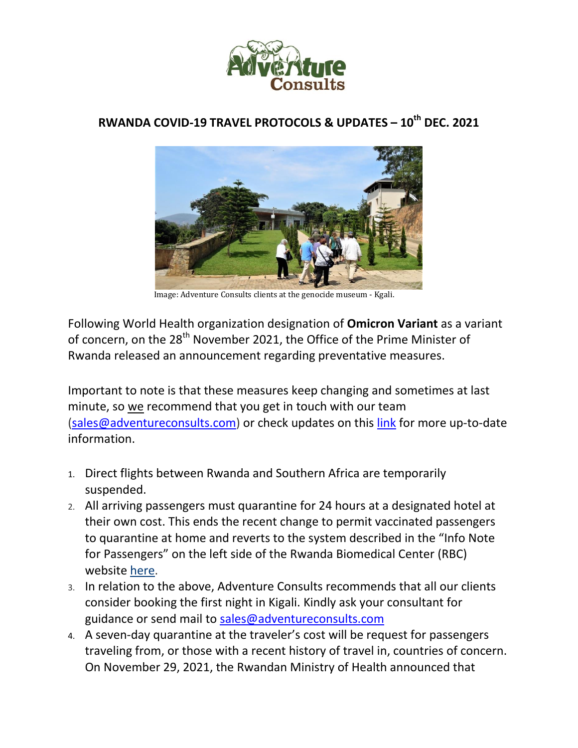# RWANDA COVID-19 TRAVEL PROTOCOLS & UPDATES – 10th DEC. 2021

Image: Adventure Consults clients at the genocide museum - Kgali.

Following World Health organization designation of **Omicron Variant** as a variant of concern, on the 28th November 2021, the Office of the Prime Minister of Rwanda released an announcement regarding preventative measures.

Important to note is that these measures keep changing and sometimes at last minute, so we recommend that you get in touch with our team (sales@adventureconsults.com) or check updates on this link for more up-to-date information.

1. Direct flights between Rwanda and Southern Africa are temporarily suspended.
2. All arriving passengers must quarantine for 24 hours at a designated hotel at their own cost. This ends the recent change to permit vaccinated passengers to quarantine at home and reverts to the system described in the "Info Note for Passengers" on the left side of the Rwanda Biomedical Center (RBC) website here.
3. In relation to the above, Adventure Consults recommends that all our clients consider booking the first night in Kigali. Kindly ask your consultant for guidance or send mail to sales@adventureconsults.com
4. A seven-day quarantine at the traveler's cost will be request for passengers traveling from, or those with a recent history of travel in, countries of concern. On November 29, 2021, the Rwandan Ministry of Health announced that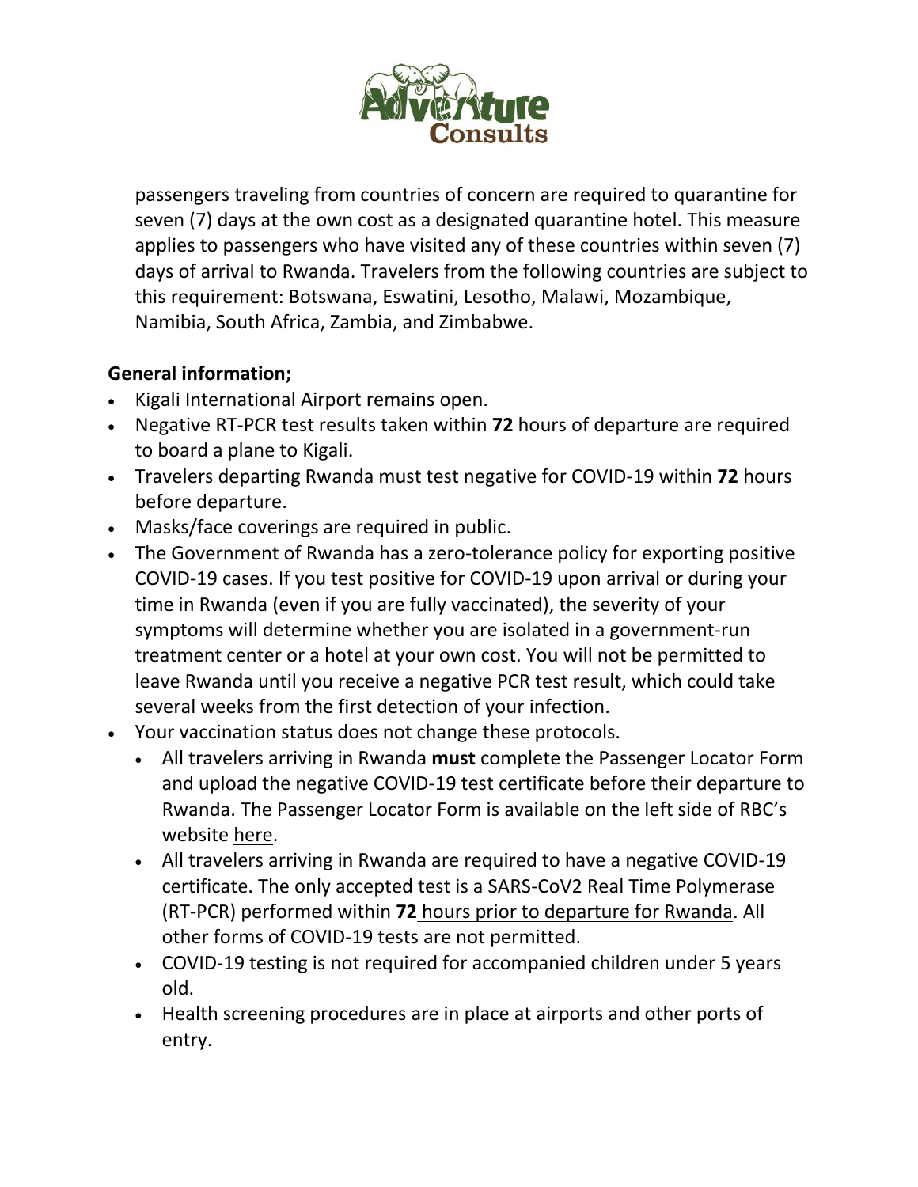passengers traveling from countries of concern are required to quarantine for seven (7) days at the own cost as a designated quarantine hotel. This measure applies to passengers who have visited any of these countries within seven (7) days of arrival to Rwanda. Travelers from the following countries are subject to this requirement: Botswana, Eswatini, Lesotho, Malawi, Mozambique, Namibia, South Africa, Zambia, and Zimbabwe.

**General information;**

- Kigali International Airport remains open.
- Negative RT-PCR test results taken within **72** hours of departure are required to board a plane to Kigali.
- Travelers departing Rwanda must test negative for COVID-19 within **72** hours before departure.
- Masks/face coverings are required in public.
- The Government of Rwanda has a zero-tolerance policy for exporting positive COVID-19 cases. If you test positive for COVID-19 upon arrival or during your time in Rwanda (even if you are fully vaccinated), the severity of your symptoms will determine whether you are isolated in a government-run treatment center or a hotel at your own cost. You will not be permitted to leave Rwanda until you receive a negative PCR test result, which could take several weeks from the first detection of your infection.
- Your vaccination status does not change these protocols.
  - All travelers arriving in Rwanda **must** complete the Passenger Locator Form and upload the negative COVID-19 test certificate before their departure to Rwanda. The Passenger Locator Form is available on the left side of RBC's website here.
  - All travelers arriving in Rwanda are required to have a negative COVID-19 certificate. The only accepted test is a SARS-CoV2 Real Time Polymerase (RT-PCR) performed within **72** hours prior to departure for Rwanda. All other forms of COVID-19 tests are not permitted.
  - COVID-19 testing is not required for accompanied children under 5 years old.
  - Health screening procedures are in place at airports and other ports of entry.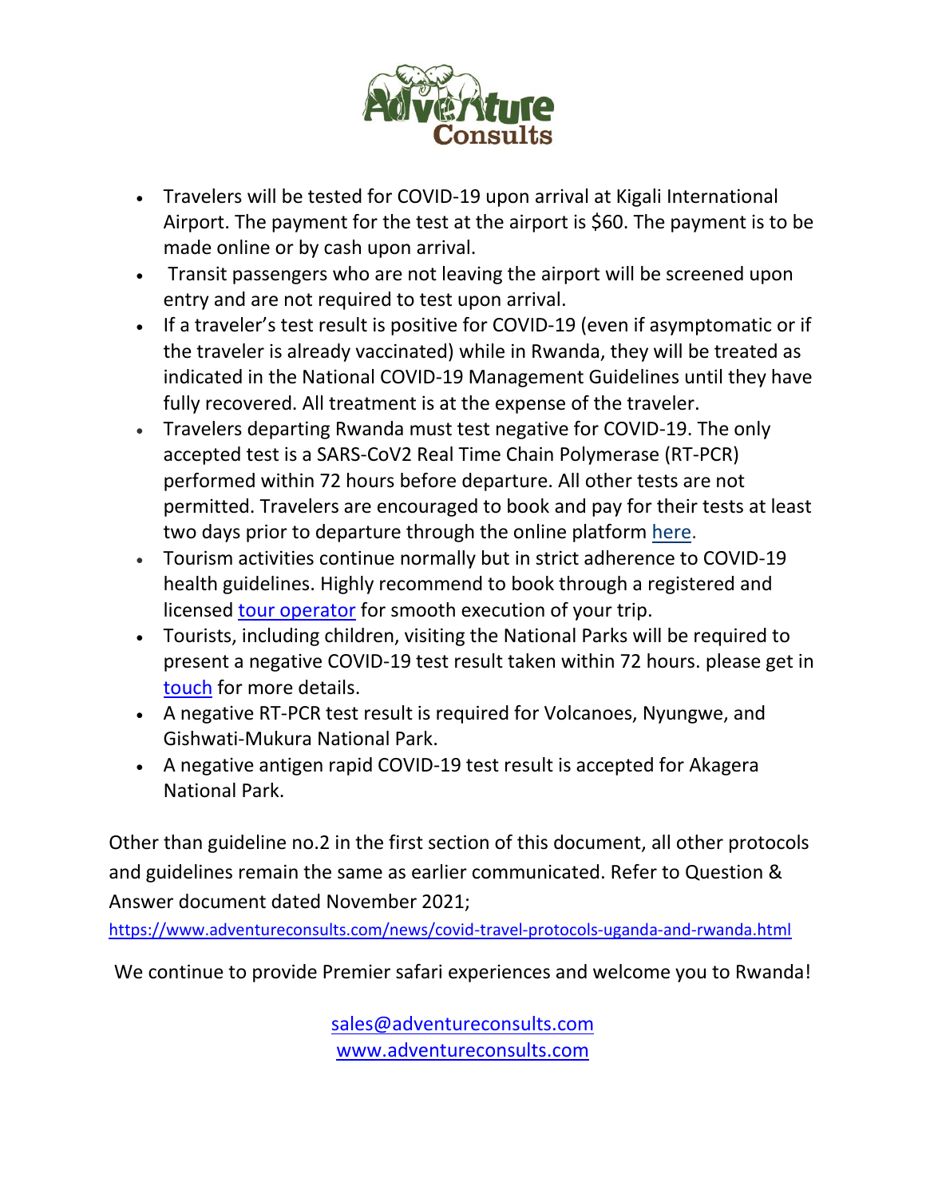- Travelers will be tested for COVID-19 upon arrival at Kigali International Airport. The payment for the test at the airport is $60. The payment is to be made online or by cash upon arrival.
- Transit passengers who are not leaving the airport will be screened upon entry and are not required to test upon arrival.
- If a traveler's test result is positive for COVID-19 (even if asymptomatic or if the traveler is already vaccinated) while in Rwanda, they will be treated as indicated in the National COVID-19 Management Guidelines until they have fully recovered. All treatment is at the expense of the traveler.
- Travelers departing Rwanda must test negative for COVID-19. The only accepted test is a SARS-CoV2 Real Time Chain Polymerase (RT-PCR) performed within 72 hours before departure. All other tests are not permitted. Travelers are encouraged to book and pay for their tests at least two days prior to departure through the online platform here.
- Tourism activities continue normally but in strict adherence to COVID-19 health guidelines. Highly recommend to book through a registered and licensed tour operator for smooth execution of your trip.
- Tourists, including children, visiting the National Parks will be required to present a negative COVID-19 test result taken within 72 hours. please get in touch for more details.
- A negative RT-PCR test result is required for Volcanoes, Nyungwe, and Gishwati-Mukura National Park.
- A negative antigen rapid COVID-19 test result is accepted for Akagera National Park.

Other than guideline no.2 in the first section of this document, all other protocols and guidelines remain the same as earlier communicated. Refer to Question & Answer document dated November 2021;

https://www.adventureconsults.com/news/covid-travel-protocols-uganda-and-rwanda.html

We continue to provide Premier safari experiences and welcome you to Rwanda!

sales@adventureconsults.com
www.adventureconsults.com